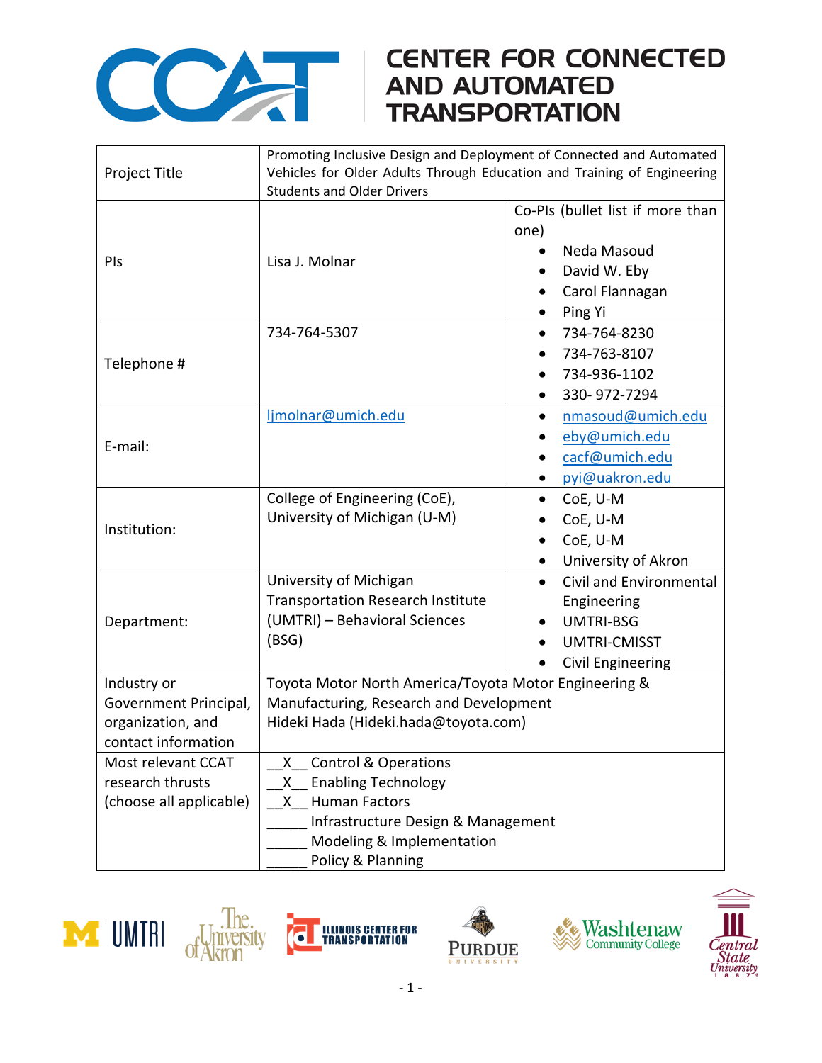# CENTER FOR CONNECTED AND AUTOMATED TRANSPORTATION

| | | |
|---|---|---|
| Project Title | Promoting Inclusive Design and Deployment of Connected and Automated Vehicles for Older Adults Through Education and Training of Engineering Students and Older Drivers | |
| PIs | Lisa J. Molnar | Co-PIs (bullet list if more than one)<br>• Neda Masoud<br>• David W. Eby<br>• Carol Flannagan<br>• Ping Yi |
| Telephone # | 734-764-5307 | • 734-764-8230<br>• 734-763-8107<br>• 734-936-1102<br>• 330- 972-7294 |
| E-mail: | ljmolnar@umich.edu | • nmasoud@umich.edu<br>• eby@umich.edu<br>• cacf@umich.edu<br>• pyi@uakron.edu |
| Institution: | College of Engineering (CoE), University of Michigan (U-M) | • CoE, U-M<br>• CoE, U-M<br>• CoE, U-M<br>• University of Akron |
| Department: | University of Michigan Transportation Research Institute (UMTRI) – Behavioral Sciences (BSG) | • Civil and Environmental Engineering<br>• UMTRI-BSG<br>• UMTRI-CMISST<br>• Civil Engineering |
| Industry or Government Principal, organization, and contact information | Toyota Motor North America/Toyota Motor Engineering & Manufacturing, Research and Development<br>Hideki Hada (Hideki.hada@toyota.com) | |
| Most relevant CCAT research thrusts (choose all applicable) | __X__ Control & Operations<br>__X__ Enabling Technology<br>__X__ Human Factors<br>_____ Infrastructure Design & Management<br>_____ Modeling & Implementation<br>_____ Policy & Planning | |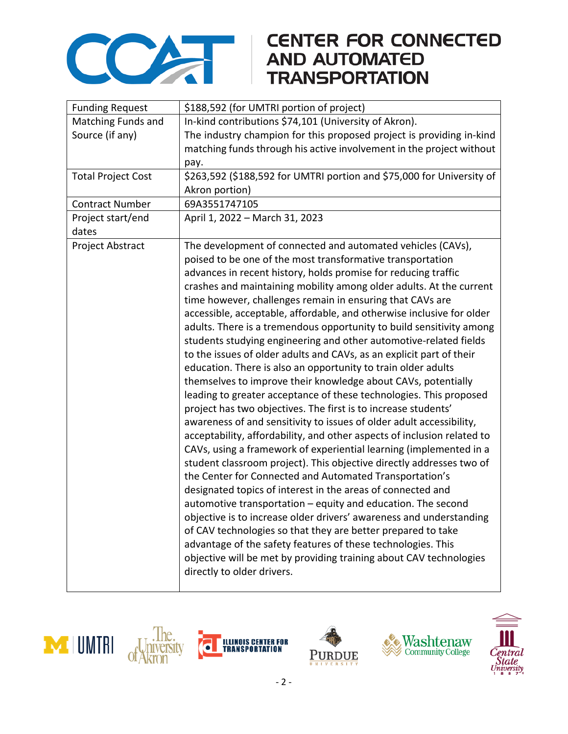| Funding Request | $188,592 (for UMTRI portion of project) |
|---|---|
| Matching Funds and Source (if any) | In-kind contributions $74,101 (University of Akron). The industry champion for this proposed project is providing in-kind matching funds through his active involvement in the project without pay. |
| Total Project Cost | $263,592 ($188,592 for UMTRI portion and $75,000 for University of Akron portion) |
| Contract Number | 69A3551747105 |
| Project start/end dates | April 1, 2022 – March 31, 2023 |
| Project Abstract | The development of connected and automated vehicles (CAVs), poised to be one of the most transformative transportation advances in recent history, holds promise for reducing traffic crashes and maintaining mobility among older adults. At the current time however, challenges remain in ensuring that CAVs are accessible, acceptable, affordable, and otherwise inclusive for older adults. There is a tremendous opportunity to build sensitivity among students studying engineering and other automotive-related fields to the issues of older adults and CAVs, as an explicit part of their education. There is also an opportunity to train older adults themselves to improve their knowledge about CAVs, potentially leading to greater acceptance of these technologies. This proposed project has two objectives. The first is to increase students' awareness of and sensitivity to issues of older adult accessibility, acceptability, affordability, and other aspects of inclusion related to CAVs, using a framework of experiential learning (implemented in a student classroom project). This objective directly addresses two of the Center for Connected and Automated Transportation's designated topics of interest in the areas of connected and automotive transportation – equity and education. The second objective is to increase older drivers' awareness and understanding of CAV technologies so that they are better prepared to take advantage of the safety features of these technologies. This objective will be met by providing training about CAV technologies directly to older drivers. |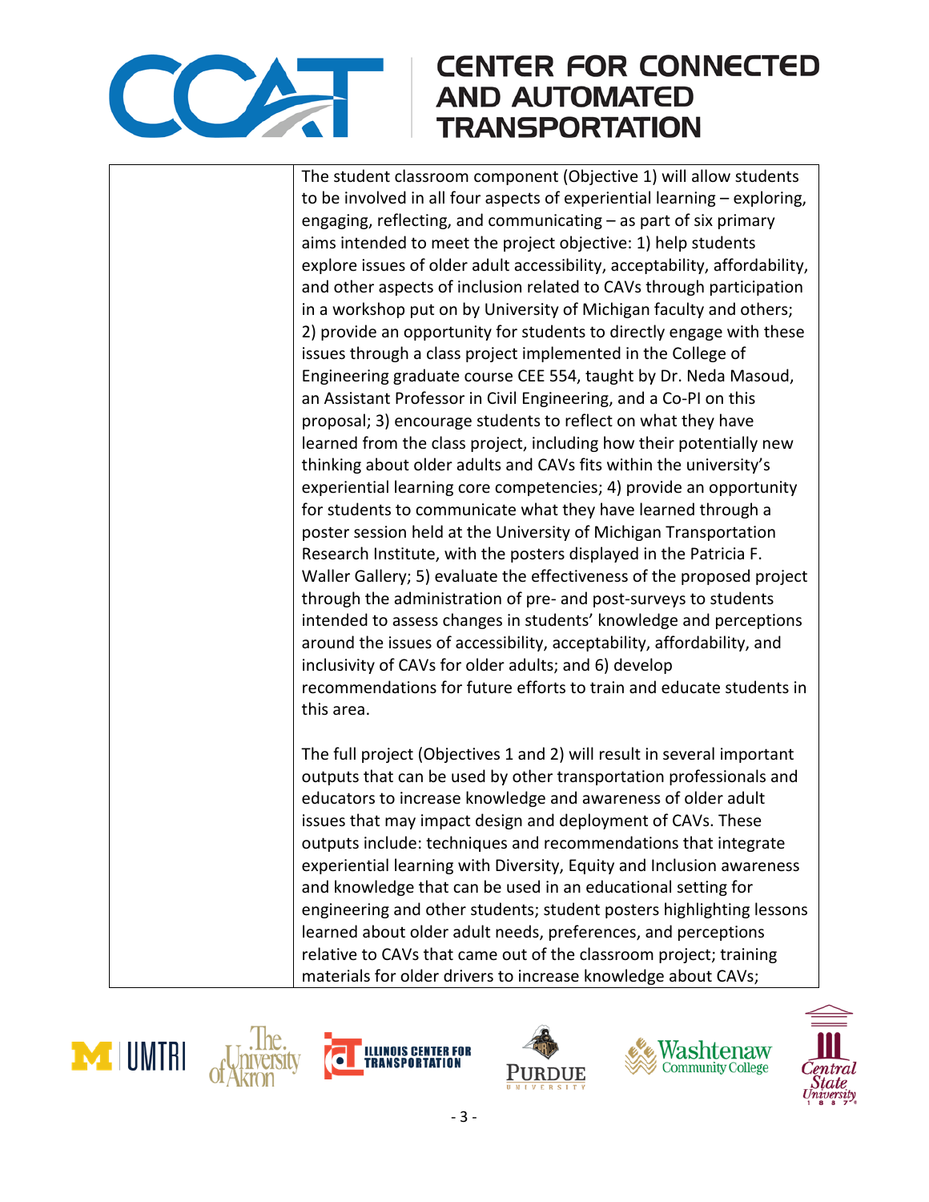| | |
|---|---|
| | The student classroom component (Objective 1) will allow students to be involved in all four aspects of experiential learning – exploring, engaging, reflecting, and communicating – as part of six primary aims intended to meet the project objective: 1) help students explore issues of older adult accessibility, acceptability, affordability, and other aspects of inclusion related to CAVs through participation in a workshop put on by University of Michigan faculty and others; 2) provide an opportunity for students to directly engage with these issues through a class project implemented in the College of Engineering graduate course CEE 554, taught by Dr. Neda Masoud, an Assistant Professor in Civil Engineering, and a Co-PI on this proposal; 3) encourage students to reflect on what they have learned from the class project, including how their potentially new thinking about older adults and CAVs fits within the university's experiential learning core competencies; 4) provide an opportunity for students to communicate what they have learned through a poster session held at the University of Michigan Transportation Research Institute, with the posters displayed in the Patricia F. Waller Gallery; 5) evaluate the effectiveness of the proposed project through the administration of pre- and post-surveys to students intended to assess changes in students' knowledge and perceptions around the issues of accessibility, acceptability, affordability, and inclusivity of CAVs for older adults; and 6) develop recommendations for future efforts to train and educate students in this area.<br><br>The full project (Objectives 1 and 2) will result in several important outputs that can be used by other transportation professionals and educators to increase knowledge and awareness of older adult issues that may impact design and deployment of CAVs. These outputs include: techniques and recommendations that integrate experiential learning with Diversity, Equity and Inclusion awareness and knowledge that can be used in an educational setting for engineering and other students; student posters highlighting lessons learned about older adult needs, preferences, and perceptions relative to CAVs that came out of the classroom project; training materials for older drivers to increase knowledge about CAVs; |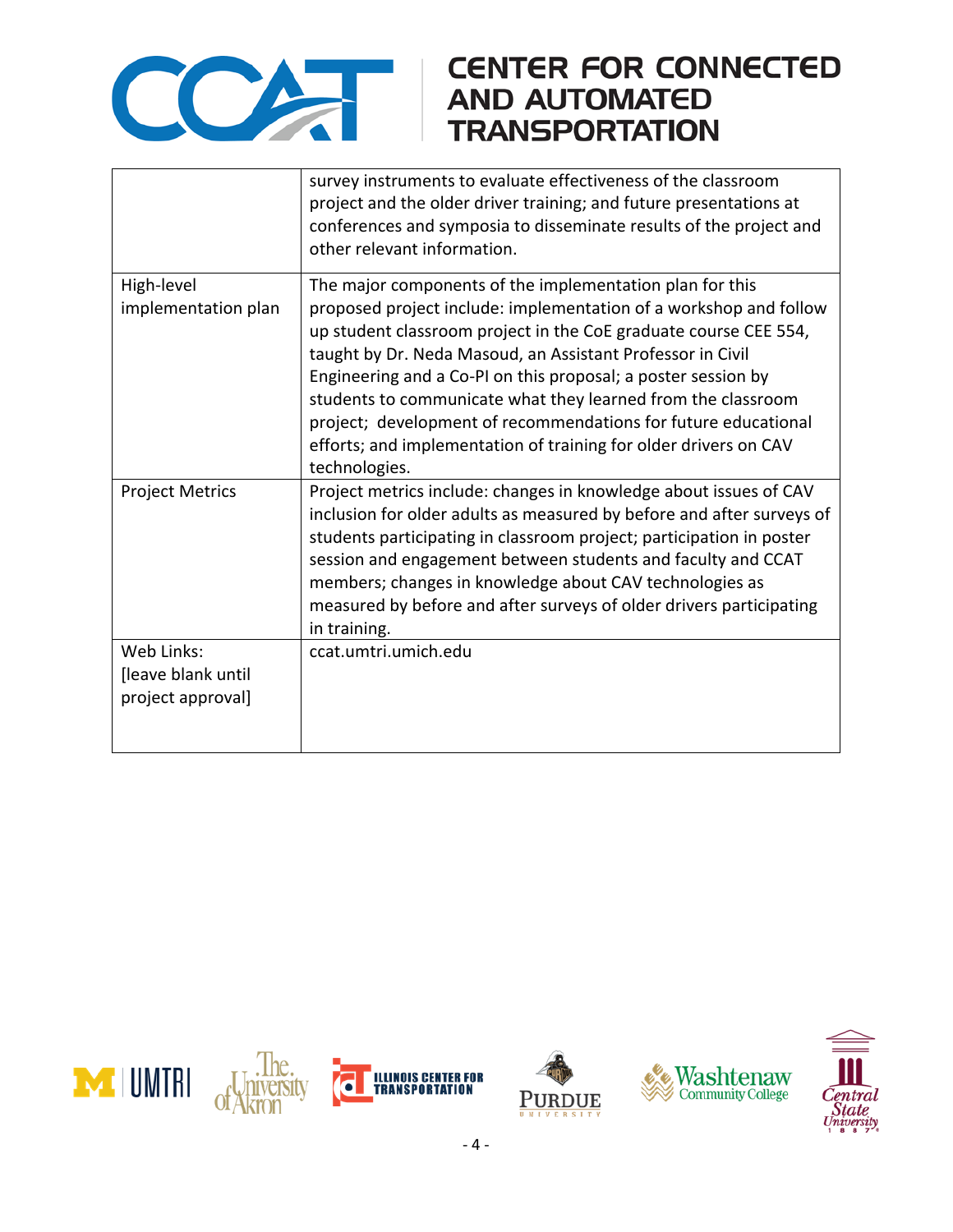| | |
|---|---|
| | survey instruments to evaluate effectiveness of the classroom project and the older driver training; and future presentations at conferences and symposia to disseminate results of the project and other relevant information. |
| High-level implementation plan | The major components of the implementation plan for this proposed project include: implementation of a workshop and follow up student classroom project in the CoE graduate course CEE 554, taught by Dr. Neda Masoud, an Assistant Professor in Civil Engineering and a Co-PI on this proposal; a poster session by students to communicate what they learned from the classroom project; development of recommendations for future educational efforts; and implementation of training for older drivers on CAV technologies. |
| Project Metrics | Project metrics include: changes in knowledge about issues of CAV inclusion for older adults as measured by before and after surveys of students participating in classroom project; participation in poster session and engagement between students and faculty and CCAT members; changes in knowledge about CAV technologies as measured by before and after surveys of older drivers participating in training. |
| Web Links: [leave blank until project approval] | ccat.umtri.umich.edu |